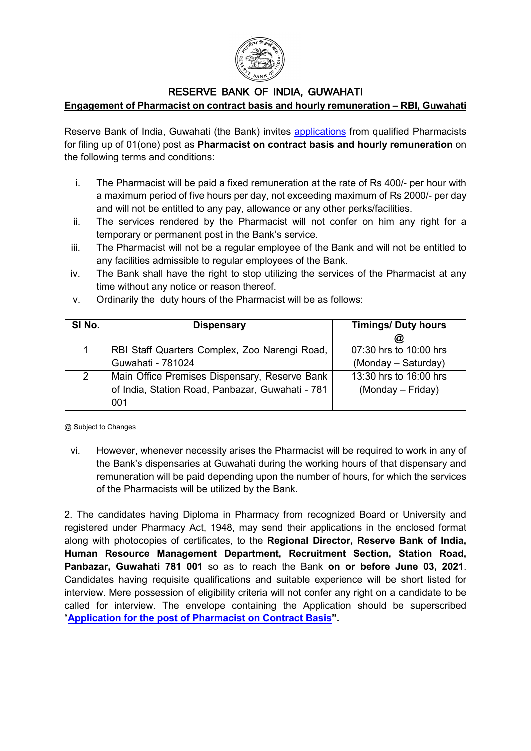# RESERVE BANK OF INDIA, GUWAHATI

## Engagement of Pharmacist on contract basis and hourly remuneration – RBI, Guwahati

Reserve Bank of India, Guwahati (the Bank) invites applications from qualified Pharmacists for filing up of 01(one) post as **Pharmacist on contract basis and hourly remuneration** on the following terms and conditions:

i. The Pharmacist will be paid a fixed remuneration at the rate of Rs 400/- per hour with a maximum period of five hours per day, not exceeding maximum of Rs 2000/- per day and will not be entitled to any pay, allowance or any other perks/facilities.

ii. The services rendered by the Pharmacist will not confer on him any right for a temporary or permanent post in the Bank's service.

iii. The Pharmacist will not be a regular employee of the Bank and will not be entitled to any facilities admissible to regular employees of the Bank.

iv. The Bank shall have the right to stop utilizing the services of the Pharmacist at any time without any notice or reason thereof.

v. Ordinarily the duty hours of the Pharmacist will be as follows:

| Sl No. | Dispensary | Timings/ Duty hours @ |
|---|---|---|
| 1 | RBI Staff Quarters Complex, Zoo Narengi Road, Guwahati - 781024 | 07:30 hrs to 10:00 hrs (Monday – Saturday) |
| 2 | Main Office Premises Dispensary, Reserve Bank of India, Station Road, Panbazar, Guwahati - 781 001 | 13:30 hrs to 16:00 hrs (Monday – Friday) |

@ Subject to Changes

vi. However, whenever necessity arises the Pharmacist will be required to work in any of the Bank's dispensaries at Guwahati during the working hours of that dispensary and remuneration will be paid depending upon the number of hours, for which the services of the Pharmacists will be utilized by the Bank.

2. The candidates having Diploma in Pharmacy from recognized Board or University and registered under Pharmacy Act, 1948, may send their applications in the enclosed format along with photocopies of certificates, to the **Regional Director, Reserve Bank of India, Human Resource Management Department, Recruitment Section, Station Road, Panbazar, Guwahati 781 001** so as to reach the Bank **on or before June 03, 2021**. Candidates having requisite qualifications and suitable experience will be short listed for interview. Mere possession of eligibility criteria will not confer any right on a candidate to be called for interview. The envelope containing the Application should be superscribed "**Application for the post of Pharmacist on Contract Basis**".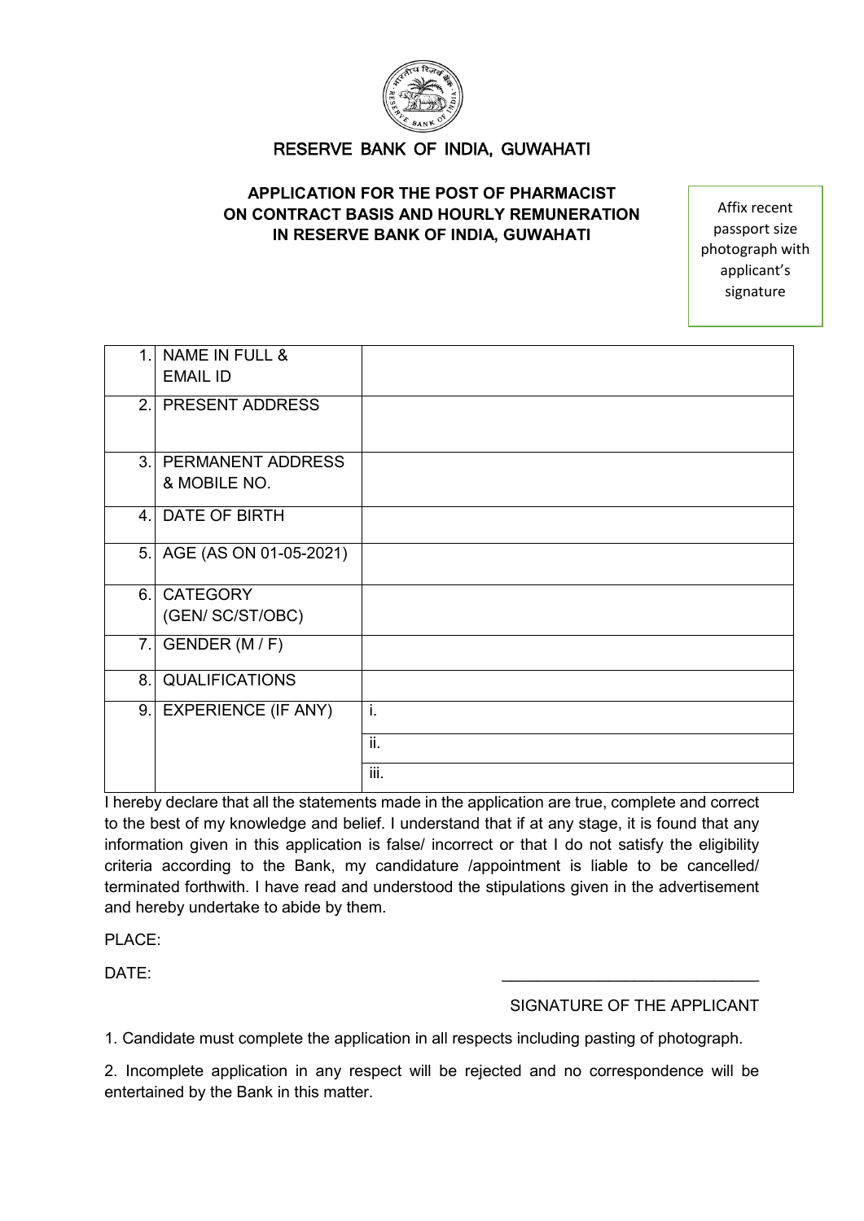# RESERVE BANK OF INDIA, GUWAHATI

**APPLICATION FOR THE POST OF PHARMACIST ON CONTRACT BASIS AND HOURLY REMUNERATION IN RESERVE BANK OF INDIA, GUWAHATI**

Affix recent passport size photograph with applicant's signature

| | | |
|---|---|---|
| 1. | NAME IN FULL & EMAIL ID | |
| 2. | PRESENT ADDRESS | |
| 3. | PERMANENT ADDRESS & MOBILE NO. | |
| 4. | DATE OF BIRTH | |
| 5. | AGE (AS ON 01-05-2021) | |
| 6. | CATEGORY (GEN/ SC/ST/OBC) | |
| 7. | GENDER (M / F) | |
| 8. | QUALIFICATIONS | |
| 9. | EXPERIENCE (IF ANY) | i. |
| | | ii. |
| | | iii. |

I hereby declare that all the statements made in the application are true, complete and correct to the best of my knowledge and belief. I understand that if at any stage, it is found that any information given in this application is false/ incorrect or that I do not satisfy the eligibility criteria according to the Bank, my candidature /appointment is liable to be cancelled/ terminated forthwith. I have read and understood the stipulations given in the advertisement and hereby undertake to abide by them.

PLACE:

DATE: ______________________________

SIGNATURE OF THE APPLICANT

1. Candidate must complete the application in all respects including pasting of photograph.
2. Incomplete application in any respect will be rejected and no correspondence will be entertained by the Bank in this matter.